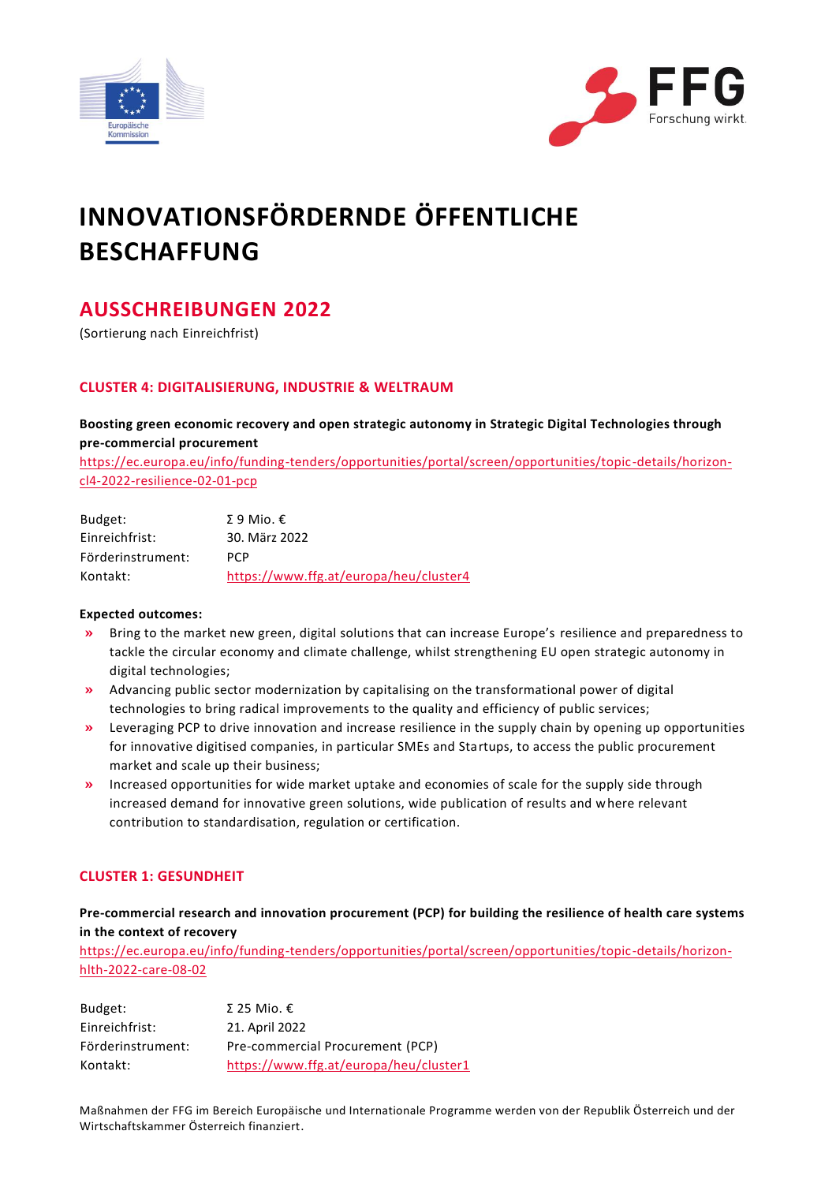# INNOVATIONSFÖRDERNDE ÖFFENTLICHE BESCHAFFUNG

## AUSSCHREIBUNGEN 2022

(Sortierung nach Einreichfrist)

### CLUSTER 4: DIGITALISIERUNG, INDUSTRIE & WELTRAUM

**Boosting green economic recovery and open strategic autonomy in Strategic Digital Technologies through pre-commercial procurement**

https://ec.europa.eu/info/funding-tenders/opportunities/portal/screen/opportunities/topic-details/horizon-cl4-2022-resilience-02-01-pcp

| | |
|---|---|
| Budget: | Σ 9 Mio. € |
| Einreichfrist: | 30. März 2022 |
| Förderinstrument: | PCP |
| Kontakt: | https://www.ffg.at/europa/heu/cluster4 |

**Expected outcomes:**

- Bring to the market new green, digital solutions that can increase Europe's resilience and preparedness to tackle the circular economy and climate challenge, whilst strengthening EU open strategic autonomy in digital technologies;
- Advancing public sector modernization by capitalising on the transformational power of digital technologies to bring radical improvements to the quality and efficiency of public services;
- Leveraging PCP to drive innovation and increase resilience in the supply chain by opening up opportunities for innovative digitised companies, in particular SMEs and Startups, to access the public procurement market and scale up their business;
- Increased opportunities for wide market uptake and economies of scale for the supply side through increased demand for innovative green solutions, wide publication of results and where relevant contribution to standardisation, regulation or certification.

### CLUSTER 1: GESUNDHEIT

**Pre-commercial research and innovation procurement (PCP) for building the resilience of health care systems in the context of recovery**

https://ec.europa.eu/info/funding-tenders/opportunities/portal/screen/opportunities/topic-details/horizon-hlth-2022-care-08-02

| | |
|---|---|
| Budget: | Σ 25 Mio. € |
| Einreichfrist: | 21. April 2022 |
| Förderinstrument: | Pre-commercial Procurement (PCP) |
| Kontakt: | https://www.ffg.at/europa/heu/cluster1 |

Maßnahmen der FFG im Bereich Europäische und Internationale Programme werden von der Republik Österreich und der Wirtschaftskammer Österreich finanziert.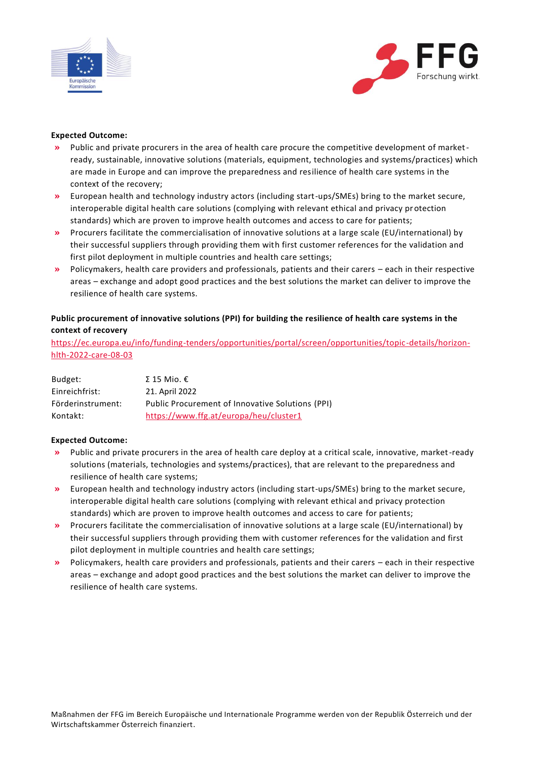**Expected Outcome:**

- Public and private procurers in the area of health care procure the competitive development of market-ready, sustainable, innovative solutions (materials, equipment, technologies and systems/practices) which are made in Europe and can improve the preparedness and resilience of health care systems in the context of the recovery;
- European health and technology industry actors (including start-ups/SMEs) bring to the market secure, interoperable digital health care solutions (complying with relevant ethical and privacy protection standards) which are proven to improve health outcomes and access to care for patients;
- Procurers facilitate the commercialisation of innovative solutions at a large scale (EU/international) by their successful suppliers through providing them with first customer references for the validation and first pilot deployment in multiple countries and health care settings;
- Policymakers, health care providers and professionals, patients and their carers – each in their respective areas – exchange and adopt good practices and the best solutions the market can deliver to improve the resilience of health care systems.

**Public procurement of innovative solutions (PPI) for building the resilience of health care systems in the context of recovery**

https://ec.europa.eu/info/funding-tenders/opportunities/portal/screen/opportunities/topic-details/horizon-hlth-2022-care-08-03

| | |
|---|---|
| Budget: | Σ 15 Mio. € |
| Einreichfrist: | 21. April 2022 |
| Förderinstrument: | Public Procurement of Innovative Solutions (PPI) |
| Kontakt: | https://www.ffg.at/europa/heu/cluster1 |

**Expected Outcome:**

- Public and private procurers in the area of health care deploy at a critical scale, innovative, market-ready solutions (materials, technologies and systems/practices), that are relevant to the preparedness and resilience of health care systems;
- European health and technology industry actors (including start-ups/SMEs) bring to the market secure, interoperable digital health care solutions (complying with relevant ethical and privacy protection standards) which are proven to improve health outcomes and access to care for patients;
- Procurers facilitate the commercialisation of innovative solutions at a large scale (EU/international) by their successful suppliers through providing them with customer references for the validation and first pilot deployment in multiple countries and health care settings;
- Policymakers, health care providers and professionals, patients and their carers – each in their respective areas – exchange and adopt good practices and the best solutions the market can deliver to improve the resilience of health care systems.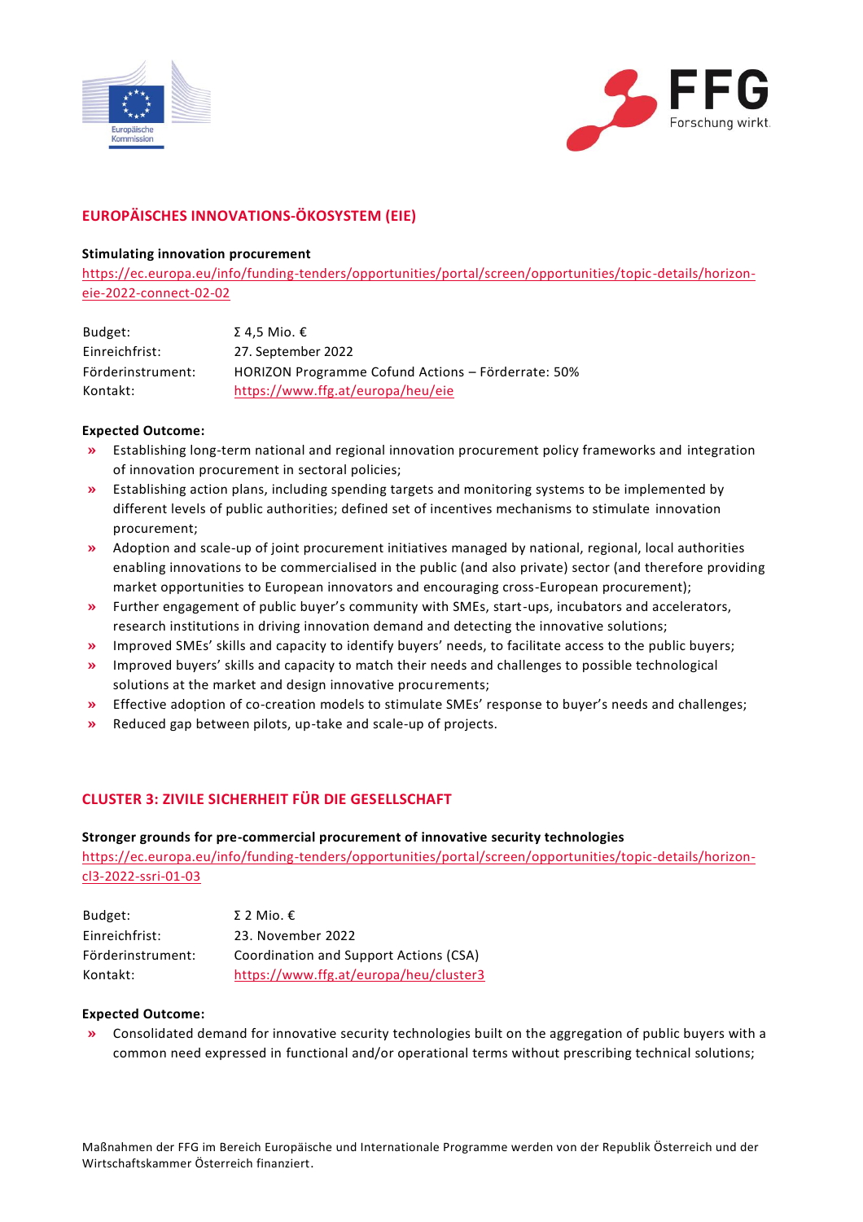## EUROPÄISCHES INNOVATIONS-ÖKOSYSTEM (EIE)

**Stimulating innovation procurement**

https://ec.europa.eu/info/funding-tenders/opportunities/portal/screen/opportunities/topic-details/horizon-eie-2022-connect-02-02

| | |
|---|---|
| Budget: | Σ 4,5 Mio. € |
| Einreichfrist: | 27. September 2022 |
| Förderinstrument: | HORIZON Programme Cofund Actions – Förderrate: 50% |
| Kontakt: | https://www.ffg.at/europa/heu/eie |

**Expected Outcome:**

- Establishing long-term national and regional innovation procurement policy frameworks and integration of innovation procurement in sectoral policies;
- Establishing action plans, including spending targets and monitoring systems to be implemented by different levels of public authorities; defined set of incentives mechanisms to stimulate innovation procurement;
- Adoption and scale-up of joint procurement initiatives managed by national, regional, local authorities enabling innovations to be commercialised in the public (and also private) sector (and therefore providing market opportunities to European innovators and encouraging cross-European procurement);
- Further engagement of public buyer's community with SMEs, start-ups, incubators and accelerators, research institutions in driving innovation demand and detecting the innovative solutions;
- Improved SMEs' skills and capacity to identify buyers' needs, to facilitate access to the public buyers;
- Improved buyers' skills and capacity to match their needs and challenges to possible technological solutions at the market and design innovative procurements;
- Effective adoption of co-creation models to stimulate SMEs' response to buyer's needs and challenges;
- Reduced gap between pilots, up-take and scale-up of projects.

## CLUSTER 3: ZIVILE SICHERHEIT FÜR DIE GESELLSCHAFT

**Stronger grounds for pre-commercial procurement of innovative security technologies**

https://ec.europa.eu/info/funding-tenders/opportunities/portal/screen/opportunities/topic-details/horizon-cl3-2022-ssri-01-03

| | |
|---|---|
| Budget: | Σ 2 Mio. € |
| Einreichfrist: | 23. November 2022 |
| Förderinstrument: | Coordination and Support Actions (CSA) |
| Kontakt: | https://www.ffg.at/europa/heu/cluster3 |

**Expected Outcome:**

- Consolidated demand for innovative security technologies built on the aggregation of public buyers with a common need expressed in functional and/or operational terms without prescribing technical solutions;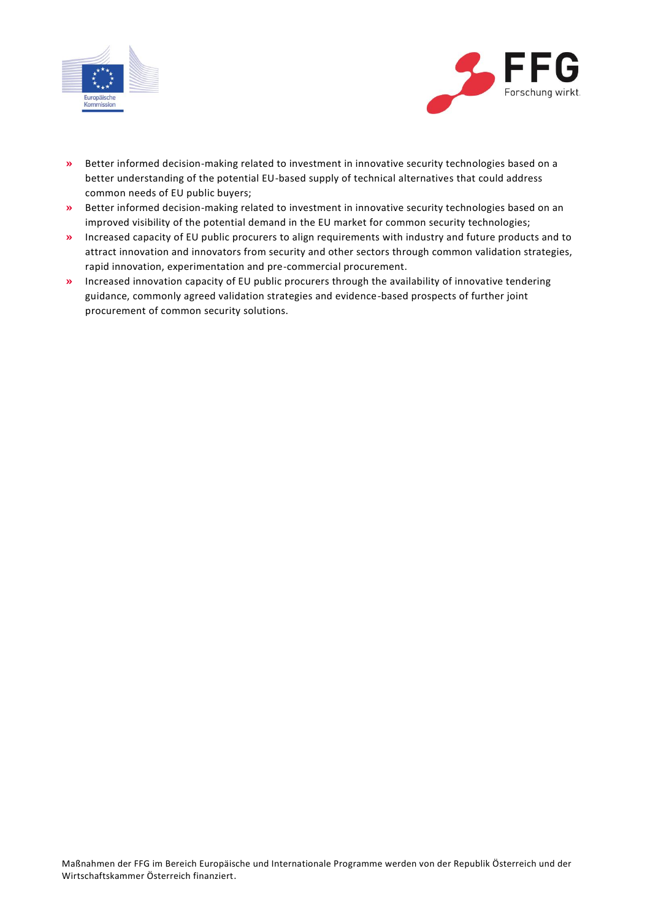- Better informed decision-making related to investment in innovative security technologies based on a better understanding of the potential EU-based supply of technical alternatives that could address common needs of EU public buyers;
- Better informed decision-making related to investment in innovative security technologies based on an improved visibility of the potential demand in the EU market for common security technologies;
- Increased capacity of EU public procurers to align requirements with industry and future products and to attract innovation and innovators from security and other sectors through common validation strategies, rapid innovation, experimentation and pre-commercial procurement.
- Increased innovation capacity of EU public procurers through the availability of innovative tendering guidance, commonly agreed validation strategies and evidence-based prospects of further joint procurement of common security solutions.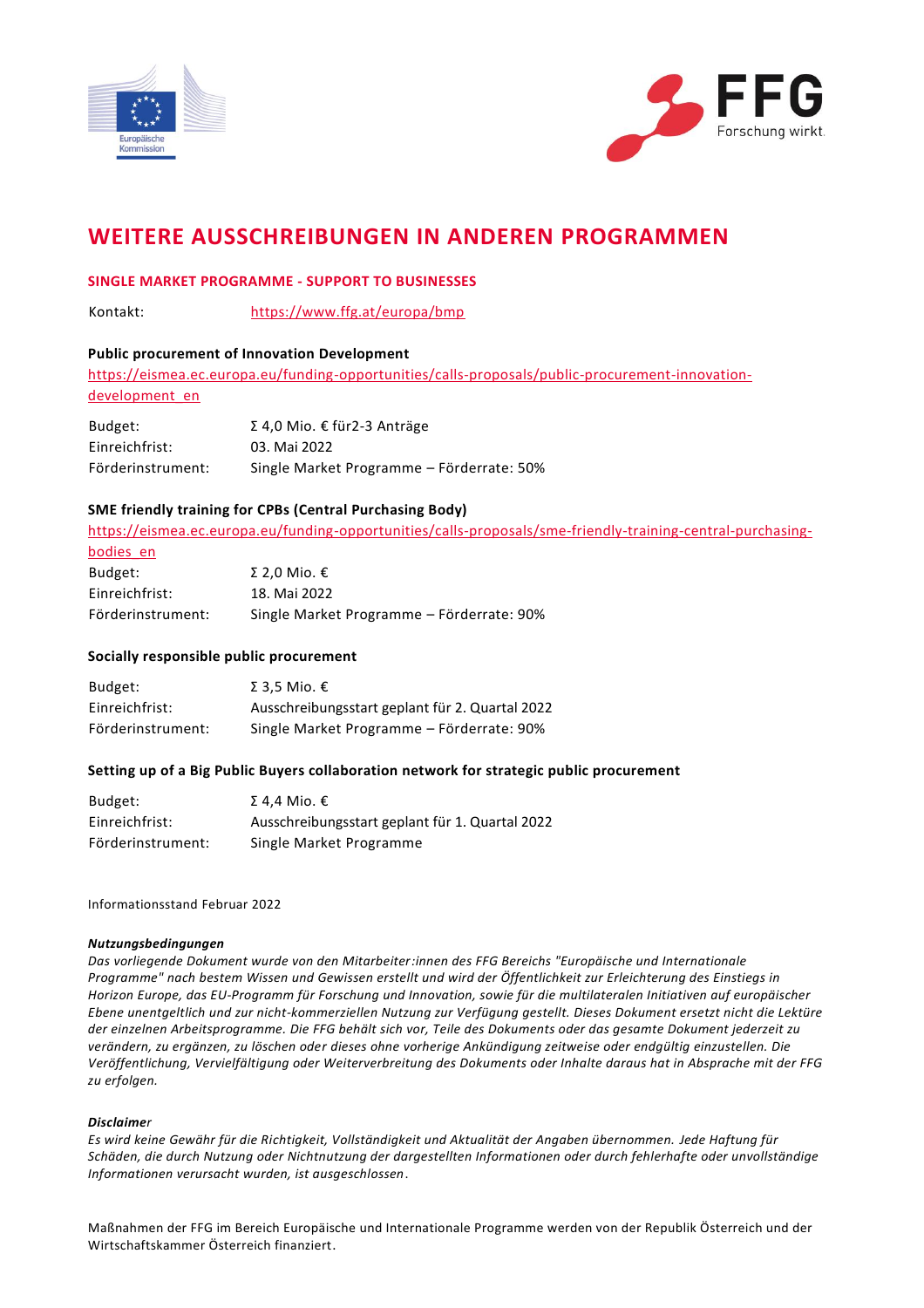# WEITERE AUSSCHREIBUNGEN IN ANDEREN PROGRAMMEN

## SINGLE MARKET PROGRAMME - SUPPORT TO BUSINESSES

Kontakt: https://www.ffg.at/europa/bmp

### Public procurement of Innovation Development

https://eismea.ec.europa.eu/funding-opportunities/calls-proposals/public-procurement-innovation-development_en

| | |
|---|---|
| Budget: | Σ 4,0 Mio. € für2-3 Anträge |
| Einreichfrist: | 03. Mai 2022 |
| Förderinstrument: | Single Market Programme – Förderrate: 50% |

### SME friendly training for CPBs (Central Purchasing Body)

https://eismea.ec.europa.eu/funding-opportunities/calls-proposals/sme-friendly-training-central-purchasing-bodies_en

| | |
|---|---|
| Budget: | Σ 2,0 Mio. € |
| Einreichfrist: | 18. Mai 2022 |
| Förderinstrument: | Single Market Programme – Förderrate: 90% |

### Socially responsible public procurement

| | |
|---|---|
| Budget: | Σ 3,5 Mio. € |
| Einreichfrist: | Ausschreibungsstart geplant für 2. Quartal 2022 |
| Förderinstrument: | Single Market Programme – Förderrate: 90% |

### Setting up of a Big Public Buyers collaboration network for strategic public procurement

| | |
|---|---|
| Budget: | Σ 4,4 Mio. € |
| Einreichfrist: | Ausschreibungsstart geplant für 1. Quartal 2022 |
| Förderinstrument: | Single Market Programme |

Informationsstand Februar 2022

***Nutzungsbedingungen***

*Das vorliegende Dokument wurde von den Mitarbeiter:innen des FFG Bereichs "Europäische und Internationale Programme" nach bestem Wissen und Gewissen erstellt und wird der Öffentlichkeit zur Erleichterung des Einstiegs in Horizon Europe, das EU-Programm für Forschung und Innovation, sowie für die multilateralen Initiativen auf europäischer Ebene unentgeltlich und zur nicht-kommerziellen Nutzung zur Verfügung gestellt. Dieses Dokument ersetzt nicht die Lektüre der einzelnen Arbeitsprogramme. Die FFG behält sich vor, Teile des Dokuments oder das gesamte Dokument jederzeit zu verändern, zu ergänzen, zu löschen oder dieses ohne vorherige Ankündigung zeitweise oder endgültig einzustellen. Die Veröffentlichung, Vervielfältigung oder Weiterverbreitung des Dokuments oder Inhalte daraus hat in Absprache mit der FFG zu erfolgen.*

***Disclaimer***

*Es wird keine Gewähr für die Richtigkeit, Vollständigkeit und Aktualität der Angaben übernommen. Jede Haftung für Schäden, die durch Nutzung oder Nichtnutzung der dargestellten Informationen oder durch fehlerhafte oder unvollständige Informationen verursacht wurden, ist ausgeschlossen.*

Maßnahmen der FFG im Bereich Europäische und Internationale Programme werden von der Republik Österreich und der Wirtschaftskammer Österreich finanziert.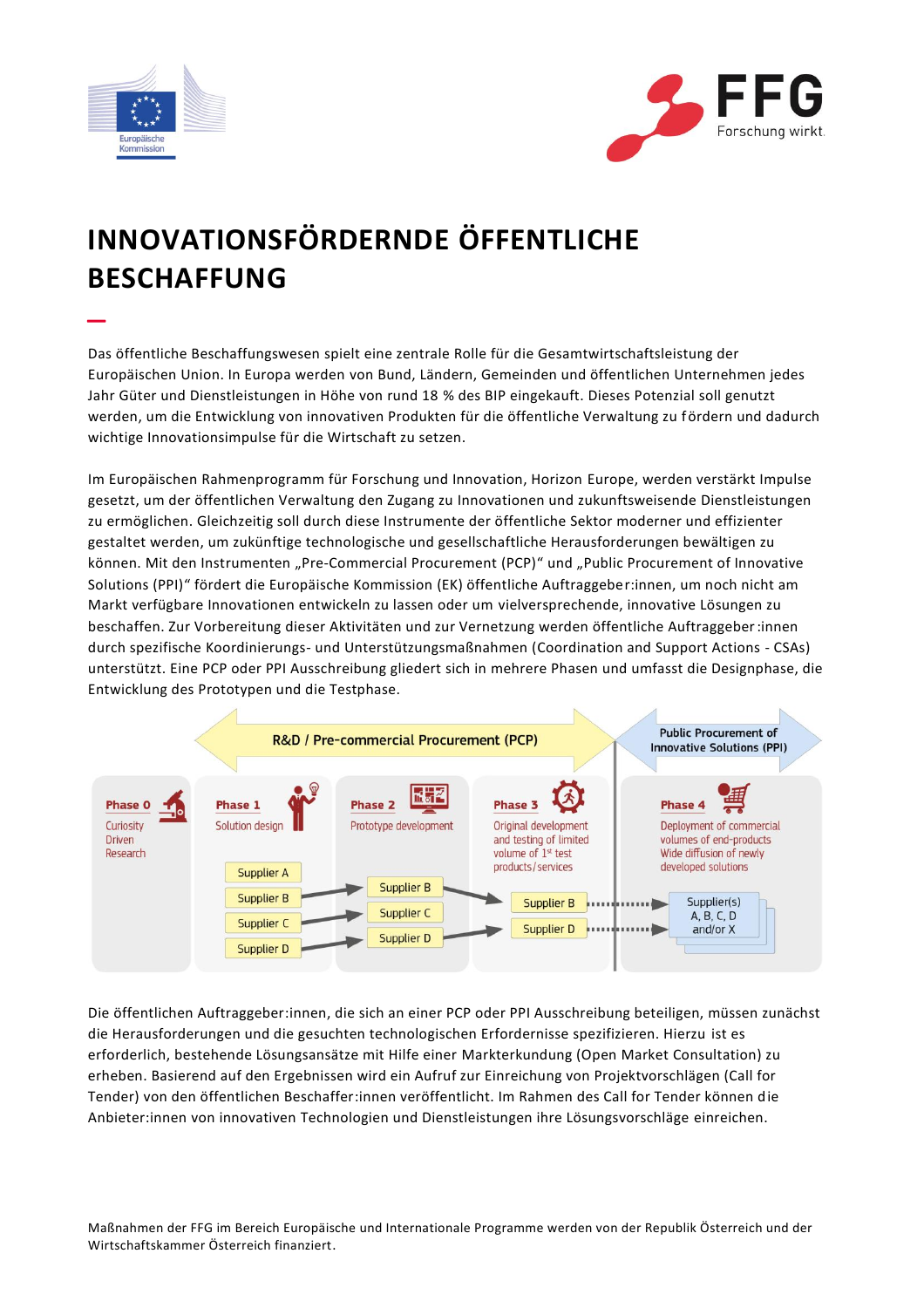# INNOVATIONSFÖRDERNDE ÖFFENTLICHE BESCHAFFUNG

Das öffentliche Beschaffungswesen spielt eine zentrale Rolle für die Gesamtwirtschaftsleistung der Europäischen Union. In Europa werden von Bund, Ländern, Gemeinden und öffentlichen Unternehmen jedes Jahr Güter und Dienstleistungen in Höhe von rund 18 % des BIP eingekauft. Dieses Potenzial soll genutzt werden, um die Entwicklung von innovativen Produkten für die öffentliche Verwaltung zu fördern und dadurch wichtige Innovationsimpulse für die Wirtschaft zu setzen.

Im Europäischen Rahmenprogramm für Forschung und Innovation, Horizon Europe, werden verstärkt Impulse gesetzt, um der öffentlichen Verwaltung den Zugang zu Innovationen und zukunftsweisende Dienstleistungen zu ermöglichen. Gleichzeitig soll durch diese Instrumente der öffentliche Sektor moderner und effizienter gestaltet werden, um zukünftige technologische und gesellschaftliche Herausforderungen bewältigen zu können. Mit den Instrumenten „Pre-Commercial Procurement (PCP)" und „Public Procurement of Innovative Solutions (PPI)" fördert die Europäische Kommission (EK) öffentliche Auftraggeber:innen, um noch nicht am Markt verfügbare Innovationen entwickeln zu lassen oder um vielversprechende, innovative Lösungen zu beschaffen. Zur Vorbereitung dieser Aktivitäten und zur Vernetzung werden öffentliche Auftraggeber:innen durch spezifische Koordinierungs- und Unterstützungsmaßnahmen (Coordination and Support Actions - CSAs) unterstützt. Eine PCP oder PPI Ausschreibung gliedert sich in mehrere Phasen und umfasst die Designphase, die Entwicklung des Prototypen und die Testphase.

R&D / Pre-commercial Procurement (PCP) | Public Procurement of Innovative Solutions (PPI)

- **Phase 0**: Curiosity Driven Research
- **Phase 1**: Solution design – Supplier A, Supplier B, Supplier C, Supplier D
- **Phase 2**: Prototype development – Supplier B, Supplier C, Supplier D
- **Phase 3**: Original development and testing of limited volume of 1st test products/services – Supplier B, Supplier D
- **Phase 4**: Deployment of commercial volumes of end-products; Wide diffusion of newly developed solutions – Supplier(s) A, B, C, D and/or X

Die öffentlichen Auftraggeber:innen, die sich an einer PCP oder PPI Ausschreibung beteiligen, müssen zunächst die Herausforderungen und die gesuchten technologischen Erfordernisse spezifizieren. Hierzu ist es erforderlich, bestehende Lösungsansätze mit Hilfe einer Markterkundung (Open Market Consultation) zu erheben. Basierend auf den Ergebnissen wird ein Aufruf zur Einreichung von Projektvorschlägen (Call for Tender) von den öffentlichen Beschaffer:innen veröffentlicht. Im Rahmen des Call for Tender können die Anbieter:innen von innovativen Technologien und Dienstleistungen ihre Lösungsvorschläge einreichen.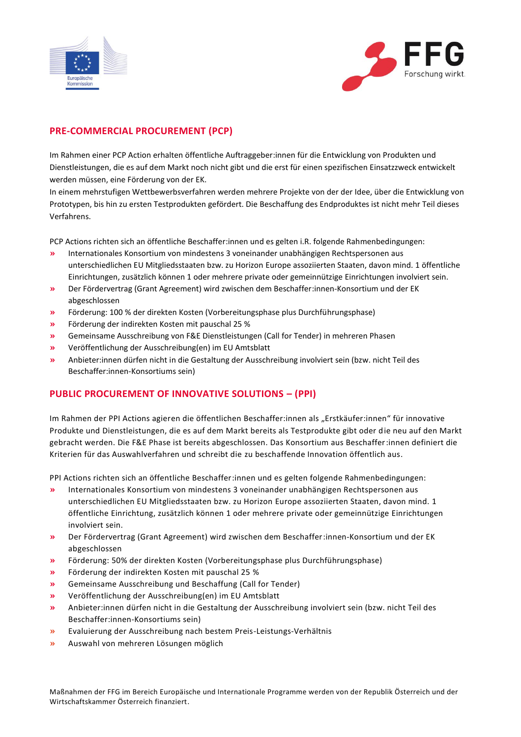## PRE-COMMERCIAL PROCUREMENT (PCP)

Im Rahmen einer PCP Action erhalten öffentliche Auftraggeber:innen für die Entwicklung von Produkten und Dienstleistungen, die es auf dem Markt noch nicht gibt und die erst für einen spezifischen Einsatzzweck entwickelt werden müssen, eine Förderung von der EK.
In einem mehrstufigen Wettbewerbsverfahren werden mehrere Projekte von der der Idee, über die Entwicklung von Prototypen, bis hin zu ersten Testprodukten gefördert. Die Beschaffung des Endproduktes ist nicht mehr Teil dieses Verfahrens.

PCP Actions richten sich an öffentliche Beschaffer:innen und es gelten i.R. folgende Rahmenbedingungen:

- Internationales Konsortium von mindestens 3 voneinander unabhängigen Rechtspersonen aus unterschiedlichen EU Mitgliedsstaaten bzw. zu Horizon Europe assoziierten Staaten, davon mind. 1 öffentliche Einrichtungen, zusätzlich können 1 oder mehrere private oder gemeinnützige Einrichtungen involviert sein.
- Der Fördervertrag (Grant Agreement) wird zwischen dem Beschaffer:innen-Konsortium und der EK abgeschlossen
- Förderung: 100 % der direkten Kosten (Vorbereitungsphase plus Durchführungsphase)
- Förderung der indirekten Kosten mit pauschal 25 %
- Gemeinsame Ausschreibung von F&E Dienstleistungen (Call for Tender) in mehreren Phasen
- Veröffentlichung der Ausschreibung(en) im EU Amtsblatt
- Anbieter:innen dürfen nicht in die Gestaltung der Ausschreibung involviert sein (bzw. nicht Teil des Beschaffer:innen-Konsortiums sein)

## PUBLIC PROCUREMENT OF INNOVATIVE SOLUTIONS – (PPI)

Im Rahmen der PPI Actions agieren die öffentlichen Beschaffer:innen als „Erstkäufer:innen" für innovative Produkte und Dienstleistungen, die es auf dem Markt bereits als Testprodukte gibt oder die neu auf den Markt gebracht werden. Die F&E Phase ist bereits abgeschlossen. Das Konsortium aus Beschaffer:innen definiert die Kriterien für das Auswahlverfahren und schreibt die zu beschaffende Innovation öffentlich aus.

PPI Actions richten sich an öffentliche Beschaffer:innen und es gelten folgende Rahmenbedingungen:

- Internationales Konsortium von mindestens 3 voneinander unabhängigen Rechtspersonen aus unterschiedlichen EU Mitgliedsstaaten bzw. zu Horizon Europe assoziierten Staaten, davon mind. 1 öffentliche Einrichtung, zusätzlich können 1 oder mehrere private oder gemeinnützige Einrichtungen involviert sein.
- Der Fördervertrag (Grant Agreement) wird zwischen dem Beschaffer:innen-Konsortium und der EK abgeschlossen
- Förderung: 50% der direkten Kosten (Vorbereitungsphase plus Durchführungsphase)
- Förderung der indirekten Kosten mit pauschal 25 %
- Gemeinsame Ausschreibung und Beschaffung (Call for Tender)
- Veröffentlichung der Ausschreibung(en) im EU Amtsblatt
- Anbieter:innen dürfen nicht in die Gestaltung der Ausschreibung involviert sein (bzw. nicht Teil des Beschaffer:innen-Konsortiums sein)
- Evaluierung der Ausschreibung nach bestem Preis-Leistungs-Verhältnis
- Auswahl von mehreren Lösungen möglich

Maßnahmen der FFG im Bereich Europäische und Internationale Programme werden von der Republik Österreich und der Wirtschaftskammer Österreich finanziert.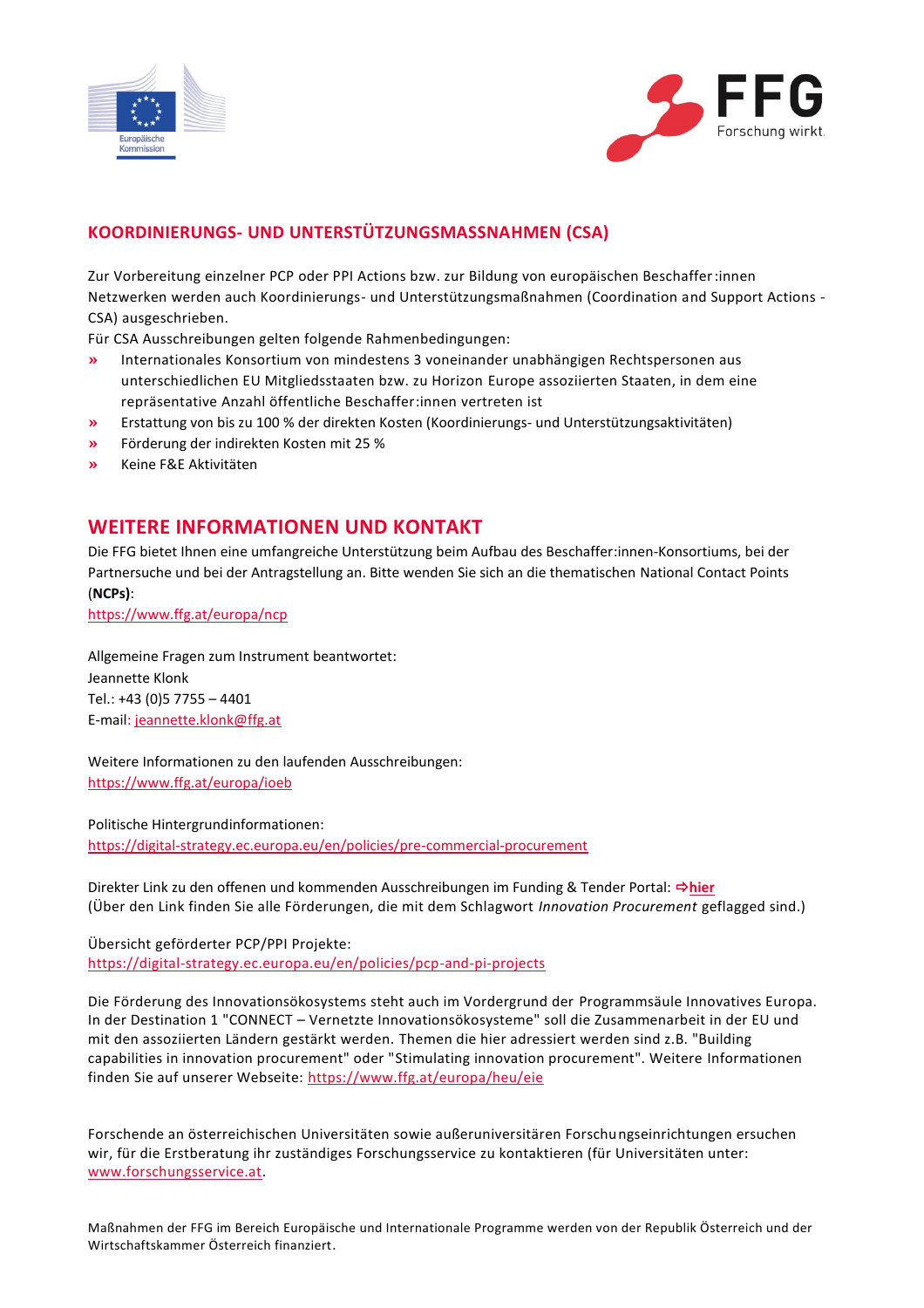## KOORDINIERUNGS- UND UNTERSTÜTZUNGSMASSNAHMEN (CSA)

Zur Vorbereitung einzelner PCP oder PPI Actions bzw. zur Bildung von europäischen Beschaffer:innen Netzwerken werden auch Koordinierungs- und Unterstützungsmaßnahmen (Coordination and Support Actions - CSA) ausgeschrieben.
Für CSA Ausschreibungen gelten folgende Rahmenbedingungen:

- Internationales Konsortium von mindestens 3 voneinander unabhängigen Rechtspersonen aus unterschiedlichen EU Mitgliedsstaaten bzw. zu Horizon Europe assoziierten Staaten, in dem eine repräsentative Anzahl öffentliche Beschaffer:innen vertreten ist
- Erstattung von bis zu 100 % der direkten Kosten (Koordinierungs- und Unterstützungsaktivitäten)
- Förderung der indirekten Kosten mit 25 %
- Keine F&E Aktivitäten

## WEITERE INFORMATIONEN UND KONTAKT

Die FFG bietet Ihnen eine umfangreiche Unterstützung beim Aufbau des Beschaffer:innen-Konsortiums, bei der Partnersuche und bei der Antragstellung an. Bitte wenden Sie sich an die thematischen National Contact Points (**NCPs**):
https://www.ffg.at/europa/ncp

Allgemeine Fragen zum Instrument beantwortet:
Jeannette Klonk
Tel.: +43 (0)5 7755 – 4401
E-mail: jeannette.klonk@ffg.at

Weitere Informationen zu den laufenden Ausschreibungen:
https://www.ffg.at/europa/ioeb

Politische Hintergrundinformationen:
https://digital-strategy.ec.europa.eu/en/policies/pre-commercial-procurement

Direkter Link zu den offenen und kommenden Ausschreibungen im Funding & Tender Portal: ⇨**hier**
(Über den Link finden Sie alle Förderungen, die mit dem Schlagwort *Innovation Procurement* geflagged sind.)

Übersicht geförderter PCP/PPI Projekte:
https://digital-strategy.ec.europa.eu/en/policies/pcp-and-pi-projects

Die Förderung des Innovationsökosystems steht auch im Vordergrund der Programmsäule Innovatives Europa. In der Destination 1 "CONNECT – Vernetzte Innovationsökosysteme" soll die Zusammenarbeit in der EU und mit den assoziierten Ländern gestärkt werden. Themen die hier adressiert werden sind z.B. "Building capabilities in innovation procurement" oder "Stimulating innovation procurement". Weitere Informationen finden Sie auf unserer Webseite: https://www.ffg.at/europa/heu/eie

Forschende an österreichischen Universitäten sowie außeruniversitären Forschungseinrichtungen ersuchen wir, für die Erstberatung ihr zuständiges Forschungsservice zu kontaktieren (für Universitäten unter: www.forschungsservice.at.

Maßnahmen der FFG im Bereich Europäische und Internationale Programme werden von der Republik Österreich und der Wirtschaftskammer Österreich finanziert.